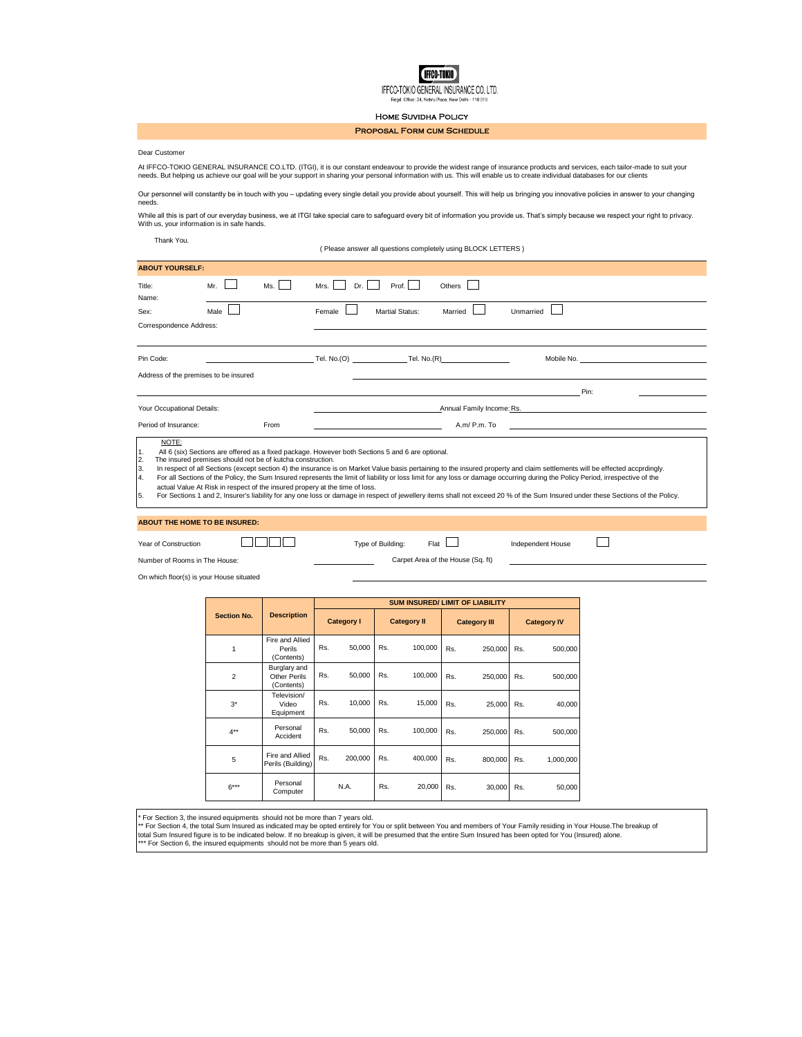IFFCO-TOKIO

IFFCO-TOKIO GENERAL INSURANCE CO. LTD.

Regd. Office: 34, Nehru Place, New Delhi - 110 019

# Home Suvidha Policy

## Proposal Form cum Schedule

Dear Customer

At IFFCO-TOKIO GENERAL INSURANCE CO.LTD. (ITGI), it is our constant endeavour to provide the widest range of insurance products and services, each tailor-made to suit your needs. But helping us achieve our goal will be your support in sharing your personal information with us. This will enable us to create individual databases for our clients

Our personnel will constantly be in touch with you – updating every single detail you provide about yourself. This will help us bringing you innovative policies in answer to your changing needs.

While all this is part of our everyday business, we at ITGI take special care to safeguard every bit of information you provide us. That's simply because we respect your right to privacy. With us, your information is in safe hands.

Thank You.

( Please answer all questions completely using BLOCK LETTERS )

### ABOUT YOURSELF:

Title: Mr. ☐ Ms. ☐ Mrs. ☐ Dr. ☐ Prof. ☐ Others ☐

Name: ____________________

Sex: Male ☐ Female ☐ Martial Status: Married ☐ Unmarried ☐

Correspondence Address: ____________________

Pin Code: ____________ Tel. No.(O) ____________ Tel. No.(R) ____________ Mobile No. ____________

Address of the premises to be insured ____________________

Pin: ____________

Your Occupational Details: ____________ Annual Family Income: Rs. ____________

Period of Insurance: From ____________ A.m/ P.m. To ____________

NOTE:

1. All 6 (six) Sections are offered as a fixed package. However both Sections 5 and 6 are optional.
2. The insured premises should not be of kutcha construction.
3. In respect of all Sections (except section 4) the insurance is on Market Value basis pertaining to the insured property and claim settlements will be effected accprdingly.
4. For all Sections of the Policy, the Sum Insured represents the limit of liability or loss limit for any loss or damage occurring during the Policy Period, irrespective of the actual Value At Risk in respect of the insured propery at the time of loss.
5. For Sections 1 and 2, Insurer's liability for any one loss or damage in respect of jewellery items shall not exceed 20 % of the Sum Insured under these Sections of the Policy.

### ABOUT THE HOME TO BE INSURED:

Year of Construction ☐☐☐☐ Type of Building: Flat ☐ Independent House ☐

Number of Rooms in The House: ____________ Carpet Area of the House (Sq. ft) ____________

On which floor(s) is your House situated ____________

| Section No. | Description | SUM INSURED/ LIMIT OF LIABILITY | | | |
|---|---|---|---|---|---|
| | | Category I | Category II | Category III | Category IV |
| 1 | Fire and Allied Perils (Contents) | Rs. 50,000 | Rs. 100,000 | Rs. 250,000 | Rs. 500,000 |
| 2 | Burglary and Other Perils (Contents) | Rs. 50,000 | Rs. 100,000 | Rs. 250,000 | Rs. 500,000 |
| 3* | Television/ Video Equipment | Rs. 10,000 | Rs. 15,000 | Rs. 25,000 | Rs. 40,000 |
| 4** | Personal Accident | Rs. 50,000 | Rs. 100,000 | Rs. 250,000 | Rs. 500,000 |
| 5 | Fire and Allied Perils (Building) | Rs. 200,000 | Rs. 400,000 | Rs. 800,000 | Rs. 1,000,000 |
| 6*** | Personal Computer | N.A. | Rs. 20,000 | Rs. 30,000 | Rs. 50,000 |

* For Section 3, the insured equipments should not be more than 7 years old.
** For Section 4, the total Sum Insured as indicated may be opted entirely for You or split between You and members of Your Family residing in Your House.The breakup of total Sum Insured figure is to be indicated below. If no breakup is given, it will be presumed that the entire Sum Insured has been opted for You (Insured) alone.
*** For Section 6, the insured equipments should not be more than 5 years old.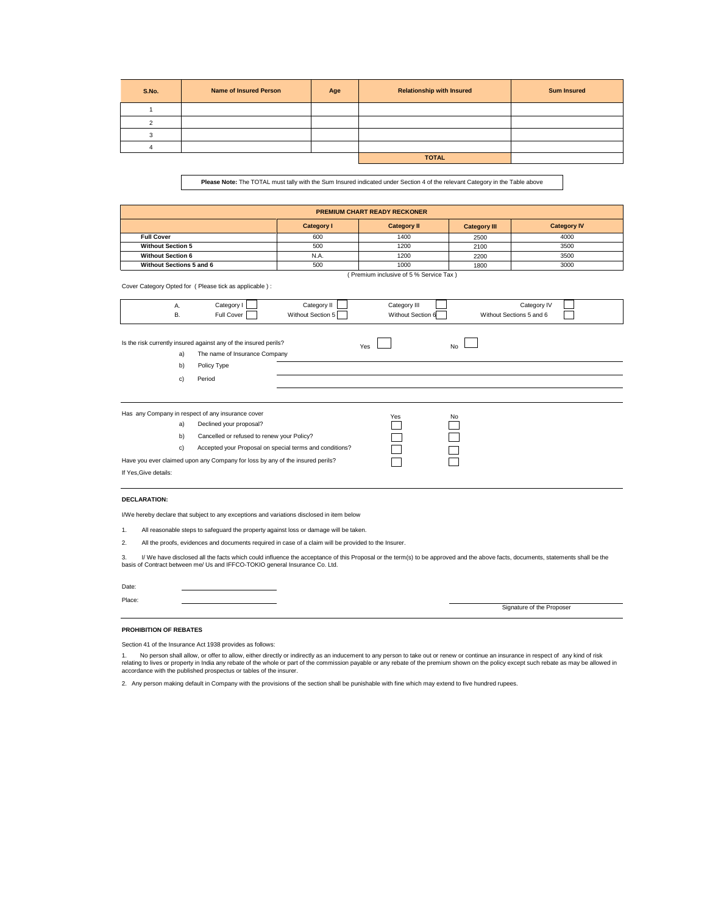| S.No. | Name of Insured Person | Age | Relationship with Insured | Sum Insured |
|---|---|---|---|---|
| 1 | | | | |
| 2 | | | | |
| 3 | | | | |
| 4 | | | | |
| | | | TOTAL | |

**Please Note:** The TOTAL must tally with the Sum Insured indicated under Section 4 of the relevant Category in the Table above

**PREMIUM CHART READY RECKONER**

| | Category I | Category II | Category III | Category IV |
|---|---|---|---|---|
| **Full Cover** | 600 | 1400 | 2500 | 4000 |
| **Without Section 5** | 500 | 1200 | 2100 | 3500 |
| **Without Section 6** | N.A. | 1200 | 2200 | 3500 |
| **Without Sections 5 and 6** | 500 | 1000 | 1800 | 3000 |

( Premium inclusive of 5 % Service Tax )

Cover Category Opted for ( Please tick as applicable ) :

| | | | | |
|---|---|---|---|---|
| A. | Category I ☐ | Category II ☐ | Category III ☐ | Category IV ☐ |
| B. | Full Cover ☐ | Without Section 5 ☐ | Without Section 6 ☐ | Without Sections 5 and 6 ☐ |

Is the risk currently insured against any of the insured perils? Yes ☐ No ☐

a) The name of Insurance Company

b) Policy Type ______________________

c) Period ______________________

Has any Company in respect of any insurance cover

| | | Yes | No |
|---|---|---|---|
| a) | Declined your proposal? | ☐ | ☐ |
| b) | Cancelled or refused to renew your Policy? | ☐ | ☐ |
| c) | Accepted your Proposal on special terms and conditions? | ☐ | ☐ |
| | Have you ever claimed upon any Company for loss by any of the insured perils? | ☐ | ☐ |

If Yes,Give details:

**DECLARATION:**

I/We hereby declare that subject to any exceptions and variations disclosed in item below

1. All reasonable steps to safeguard the property against loss or damage will be taken.

2. All the proofs, evidences and documents required in case of a claim will be provided to the Insurer.

3. I/ We have disclosed all the facts which could influence the acceptance of this Proposal or the term(s) to be approved and the above facts, documents, statements shall be the basis of Contract between me/ Us and IFFCO-TOKIO general Insurance Co. Ltd.

Date: ______________________

Place: ______________________

Signature of the Proposer

**PROHIBITION OF REBATES**

Section 41 of the Insurance Act 1938 provides as follows:

1. No person shall allow, or offer to allow, either directly or indirectly as an inducement to any person to take out or renew or continue an insurance in respect of any kind of risk relating to lives or property in India any rebate of the whole or part of the commission payable or any rebate of the premium shown on the policy except such rebate as may be allowed in accordance with the published prospectus or tables of the insurer.

2. Any person making default in Company with the provisions of the section shall be punishable with fine which may extend to five hundred rupees.